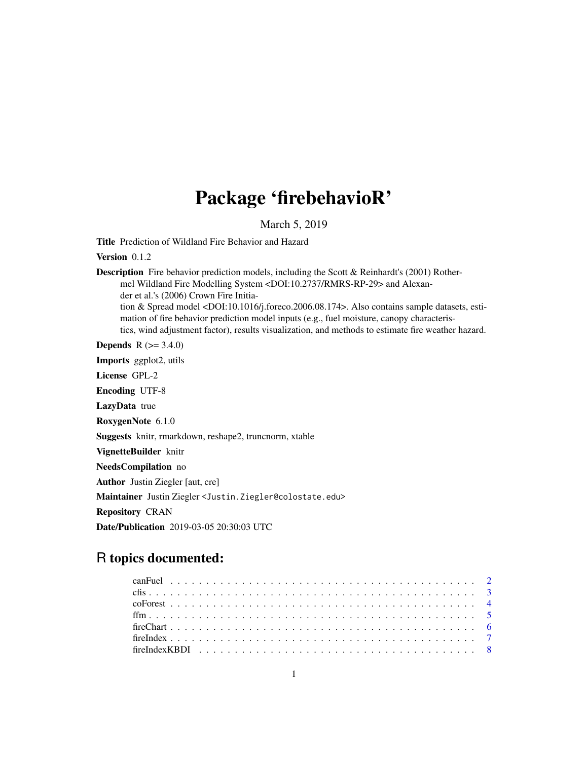# Package 'firebehavioR'

March 5, 2019

**Title** Prediction of Wildland Fire Behavior and Hazard

**Version** 0.1.2

**Description** Fire behavior prediction models, including the Scott & Reinhardt's (2001) Rothermel Wildland Fire Modelling System <DOI:10.2737/RMRS-RP-29> and Alexander et al.'s (2006) Crown Fire Initiation & Spread model <DOI:10.1016/j.foreco.2006.08.174>. Also contains sample datasets, estimation of fire behavior prediction model inputs (e.g., fuel moisture, canopy characteristics, wind adjustment factor), results visualization, and methods to estimate fire weather hazard.

**Depends** R (>= 3.4.0)

**Imports** ggplot2, utils

**License** GPL-2

**Encoding** UTF-8

**LazyData** true

**RoxygenNote** 6.1.0

**Suggests** knitr, rmarkdown, reshape2, truncnorm, xtable

**VignetteBuilder** knitr

**NeedsCompilation** no

**Author** Justin Ziegler [aut, cre]

**Maintainer** Justin Ziegler <Justin.Ziegler@colostate.edu>

**Repository** CRAN

**Date/Publication** 2019-03-05 20:30:03 UTC

## R topics documented:

- canFuel . . . . . . . . . . . . . . . . . . . . . . . . . . . . . . . . . . . . . . . . 2
- cfis . . . . . . . . . . . . . . . . . . . . . . . . . . . . . . . . . . . . . . . . . . 3
- coForest . . . . . . . . . . . . . . . . . . . . . . . . . . . . . . . . . . . . . . . 4
- ffm . . . . . . . . . . . . . . . . . . . . . . . . . . . . . . . . . . . . . . . . . . 5
- fireChart . . . . . . . . . . . . . . . . . . . . . . . . . . . . . . . . . . . . . . . 6
- fireIndex . . . . . . . . . . . . . . . . . . . . . . . . . . . . . . . . . . . . . . . 7
- fireIndexKBDI . . . . . . . . . . . . . . . . . . . . . . . . . . . . . . . . . . . . 8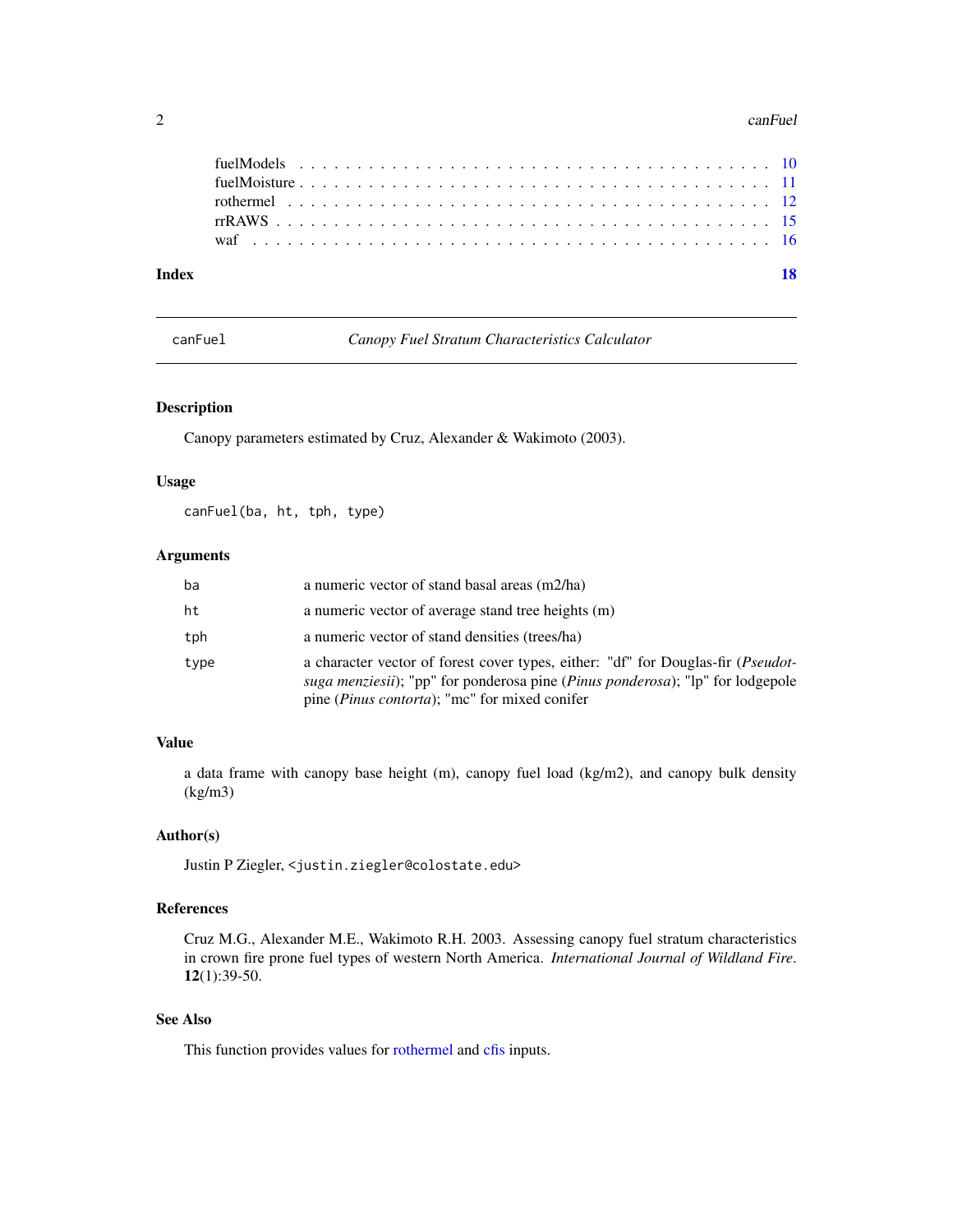fuelModels . . . . . . . . . . . . . . . . . . . . . . . . . . . . . . . . . . . . . 10
fuelMoisture . . . . . . . . . . . . . . . . . . . . . . . . . . . . . . . . . . . . 11
rothermel . . . . . . . . . . . . . . . . . . . . . . . . . . . . . . . . . . . . . 12
rrRAWS . . . . . . . . . . . . . . . . . . . . . . . . . . . . . . . . . . . . . . 15
waf . . . . . . . . . . . . . . . . . . . . . . . . . . . . . . . . . . . . . . . 16

**Index** **18**

---

## canFuel — *Canopy Fuel Stratum Characteristics Calculator*

### Description

Canopy parameters estimated by Cruz, Alexander & Wakimoto (2003).

### Usage

```
canFuel(ba, ht, tph, type)
```

### Arguments

| | |
|---|---|
| `ba` | a numeric vector of stand basal areas (m2/ha) |
| `ht` | a numeric vector of average stand tree heights (m) |
| `tph` | a numeric vector of stand densities (trees/ha) |
| `type` | a character vector of forest cover types, either: "df" for Douglas-fir (*Pseudotsuga menziesii*); "pp" for ponderosa pine (*Pinus ponderosa*); "lp" for lodgepole pine (*Pinus contorta*); "mc" for mixed conifer |

### Value

a data frame with canopy base height (m), canopy fuel load (kg/m2), and canopy bulk density (kg/m3)

### Author(s)

Justin P Ziegler, `<justin.ziegler@colostate.edu>`

### References

Cruz M.G., Alexander M.E., Wakimoto R.H. 2003. Assessing canopy fuel stratum characteristics in crown fire prone fuel types of western North America. *International Journal of Wildland Fire*. **12**(1):39-50.

### See Also

This function provides values for rothermel and cfis inputs.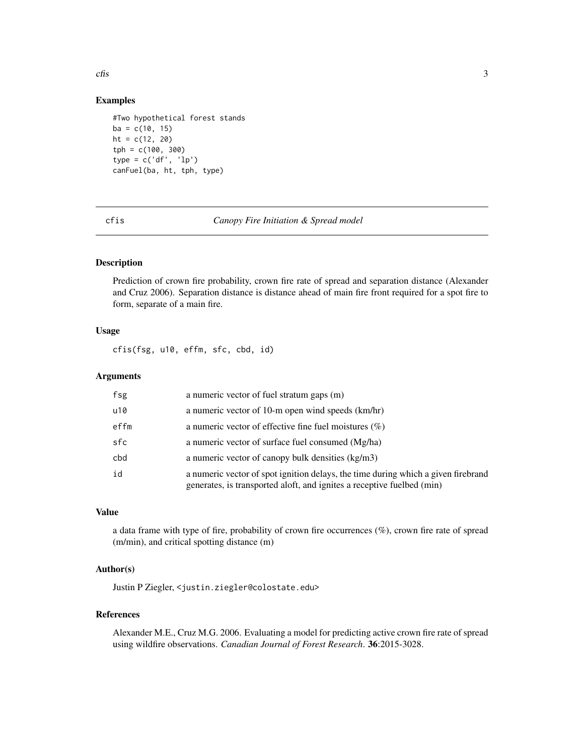## Examples

```
#Two hypothetical forest stands
ba = c(10, 15)
ht = c(12, 20)
tph = c(100, 300)
type = c('df', 'lp')
canFuel(ba, ht, tph, type)
```

---

## cfis — *Canopy Fire Initiation & Spread model*

### Description

Prediction of crown fire probability, crown fire rate of spread and separation distance (Alexander and Cruz 2006). Separation distance is distance ahead of main fire front required for a spot fire to form, separate of a main fire.

### Usage

```
cfis(fsg, u10, effm, sfc, cbd, id)
```

### Arguments

| | |
|---|---|
| `fsg` | a numeric vector of fuel stratum gaps (m) |
| `u10` | a numeric vector of 10-m open wind speeds (km/hr) |
| `effm` | a numeric vector of effective fine fuel moistures (%) |
| `sfc` | a numeric vector of surface fuel consumed (Mg/ha) |
| `cbd` | a numeric vector of canopy bulk densities (kg/m3) |
| `id` | a numeric vector of spot ignition delays, the time during which a given firebrand generates, is transported aloft, and ignites a receptive fuelbed (min) |

### Value

a data frame with type of fire, probability of crown fire occurrences (%), crown fire rate of spread (m/min), and critical spotting distance (m)

### Author(s)

Justin P Ziegler, <justin.ziegler@colostate.edu>

### References

Alexander M.E., Cruz M.G. 2006. Evaluating a model for predicting active crown fire rate of spread using wildfire observations. *Canadian Journal of Forest Research*. **36**:2015-3028.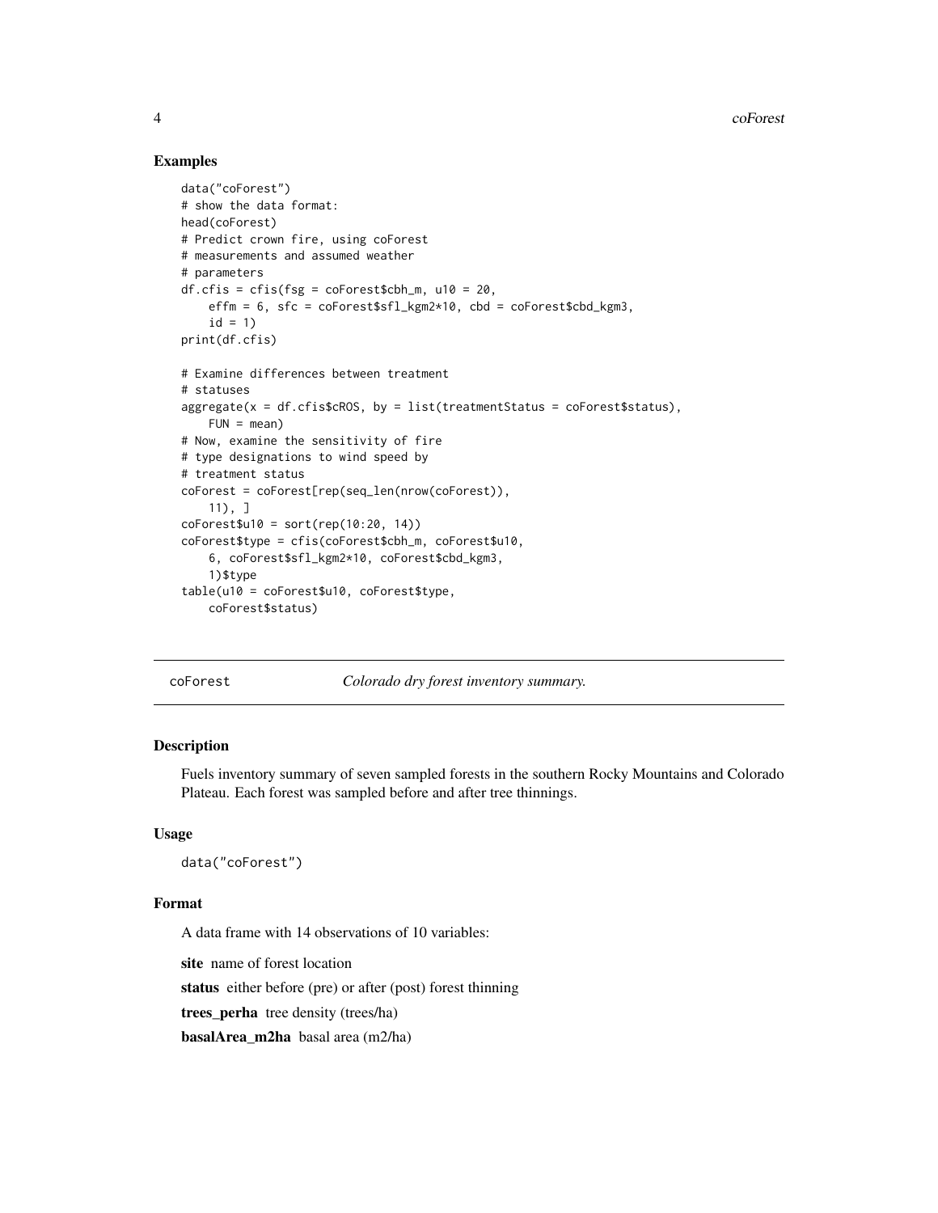## Examples

```
data("coForest")
# show the data format:
head(coForest)
# Predict crown fire, using coForest
# measurements and assumed weather
# parameters
df.cfis = cfis(fsg = coForest$cbh_m, u10 = 20,
    effm = 6, sfc = coForest$sfl_kgm2*10, cbd = coForest$cbd_kgm3,
    id = 1)
print(df.cfis)

# Examine differences between treatment
# statuses
aggregate(x = df.cfis$cROS, by = list(treatmentStatus = coForest$status),
    FUN = mean)
# Now, examine the sensitivity of fire
# type designations to wind speed by
# treatment status
coForest = coForest[rep(seq_len(nrow(coForest)),
    11), ]
coForest$u10 = sort(rep(10:20, 14))
coForest$type = cfis(coForest$cbh_m, coForest$u10,
    6, coForest$sfl_kgm2*10, coForest$cbd_kgm3,
    1)$type
table(u10 = coForest$u10, coForest$type,
    coForest$status)
```

---

`coForest` *Colorado dry forest inventory summary.*

---

## Description

Fuels inventory summary of seven sampled forests in the southern Rocky Mountains and Colorado Plateau. Each forest was sampled before and after tree thinnings.

## Usage

```
data("coForest")
```

## Format

A data frame with 14 observations of 10 variables:

**site** name of forest location

**status** either before (pre) or after (post) forest thinning

**trees_perha** tree density (trees/ha)

**basalArea_m2ha** basal area (m2/ha)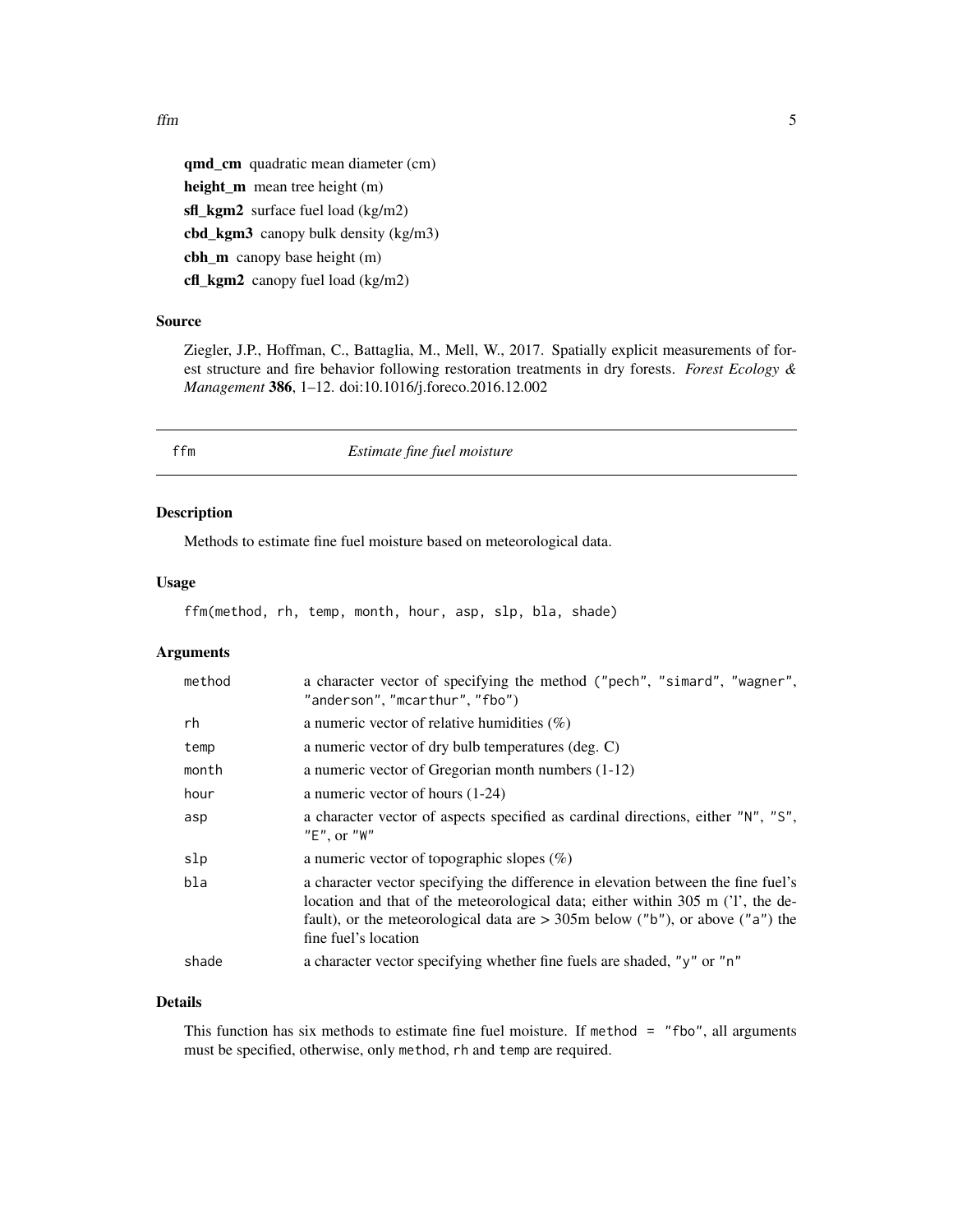**qmd_cm** quadratic mean diameter (cm)

**height_m** mean tree height (m)

**sfl_kgm2** surface fuel load (kg/m2)

**cbd_kgm3** canopy bulk density (kg/m3)

**cbh_m** canopy base height (m)

**cfl_kgm2** canopy fuel load (kg/m2)

### Source

Ziegler, J.P., Hoffman, C., Battaglia, M., Mell, W., 2017. Spatially explicit measurements of forest structure and fire behavior following restoration treatments in dry forests. *Forest Ecology & Management* **386**, 1–12. doi:10.1016/j.foreco.2016.12.002

## ffm — *Estimate fine fuel moisture*

### Description

Methods to estimate fine fuel moisture based on meteorological data.

### Usage

```
ffm(method, rh, temp, month, hour, asp, slp, bla, shade)
```

### Arguments

| | |
|---|---|
| `method` | a character vector of specifying the method ("pech", "simard", "wagner", "anderson", "mcarthur", "fbo") |
| `rh` | a numeric vector of relative humidities (%) |
| `temp` | a numeric vector of dry bulb temperatures (deg. C) |
| `month` | a numeric vector of Gregorian month numbers (1-12) |
| `hour` | a numeric vector of hours (1-24) |
| `asp` | a character vector of aspects specified as cardinal directions, either "N", "S", "E", or "W" |
| `slp` | a numeric vector of topographic slopes (%) |
| `bla` | a character vector specifying the difference in elevation between the fine fuel's location and that of the meteorological data; either within 305 m ('l', the default), or the meteorological data are > 305m below ("b"), or above ("a") the fine fuel's location |
| `shade` | a character vector specifying whether fine fuels are shaded, "y" or "n" |

### Details

This function has six methods to estimate fine fuel moisture. If `method = "fbo"`, all arguments must be specified, otherwise, only `method`, `rh` and `temp` are required.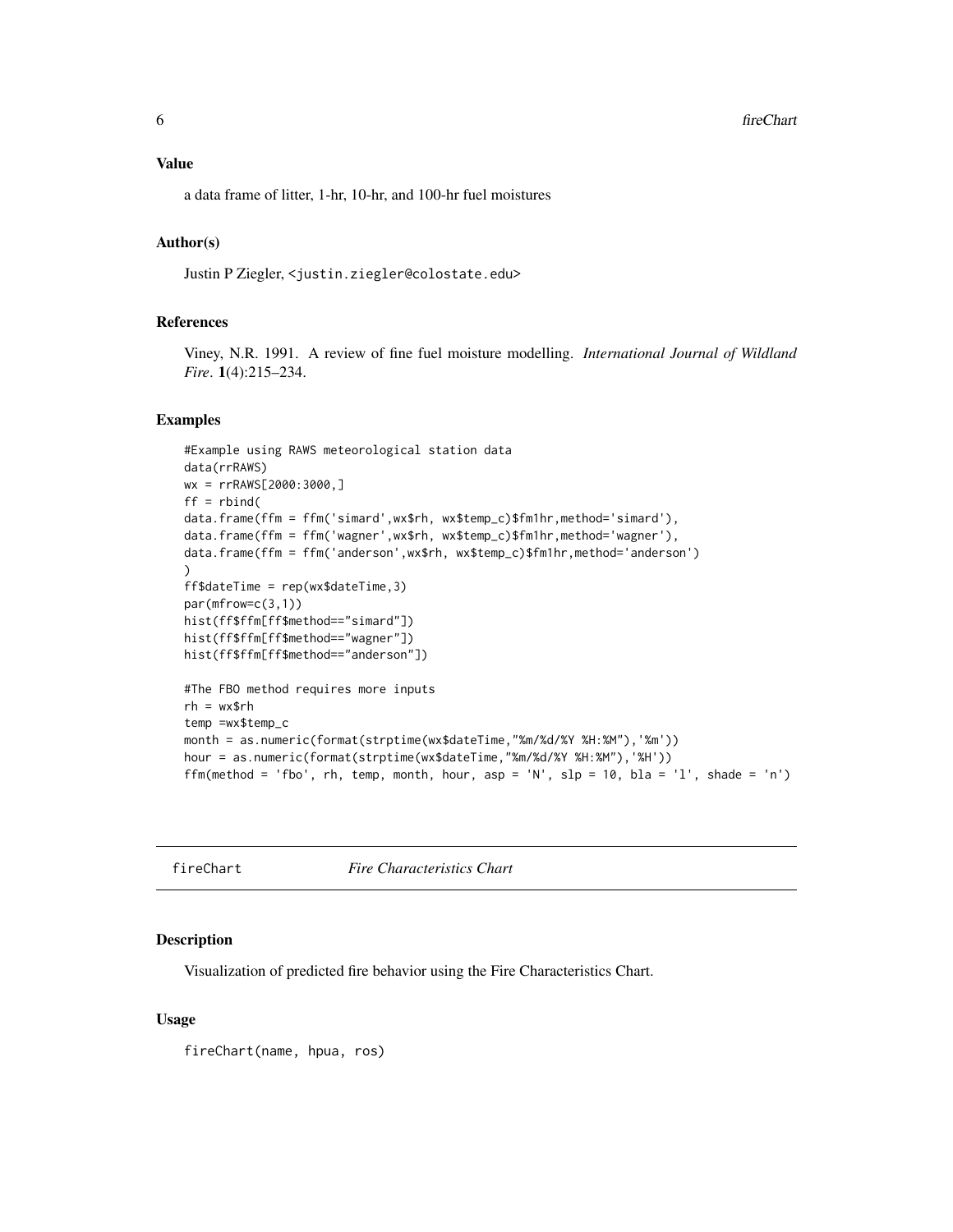### Value

a data frame of litter, 1-hr, 10-hr, and 100-hr fuel moistures

### Author(s)

Justin P Ziegler, <justin.ziegler@colostate.edu>

### References

Viney, N.R. 1991. A review of fine fuel moisture modelling. *International Journal of Wildland Fire*. **1**(4):215–234.

### Examples

```
#Example using RAWS meteorological station data
data(rrRAWS)
wx = rrRAWS[2000:3000,]
ff = rbind(
data.frame(ffm = ffm('simard',wx$rh, wx$temp_c)$fm1hr,method='simard'),
data.frame(ffm = ffm('wagner',wx$rh, wx$temp_c)$fm1hr,method='wagner'),
data.frame(ffm = ffm('anderson',wx$rh, wx$temp_c)$fm1hr,method='anderson')
)
ff$dateTime = rep(wx$dateTime,3)
par(mfrow=c(3,1))
hist(ff$ffm[ff$method=="simard"])
hist(ff$ffm[ff$method=="wagner"])
hist(ff$ffm[ff$method=="anderson"])

#The FBO method requires more inputs
rh = wx$rh
temp =wx$temp_c
month = as.numeric(format(strptime(wx$dateTime,"%m/%d/%Y %H:%M"),'%m'))
hour = as.numeric(format(strptime(wx$dateTime,"%m/%d/%Y %H:%M"),'%H'))
ffm(method = 'fbo', rh, temp, month, hour, asp = 'N', slp = 10, bla = 'l', shade = 'n')
```

---

## fireChart *Fire Characteristics Chart*

### Description

Visualization of predicted fire behavior using the Fire Characteristics Chart.

### Usage

```
fireChart(name, hpua, ros)
```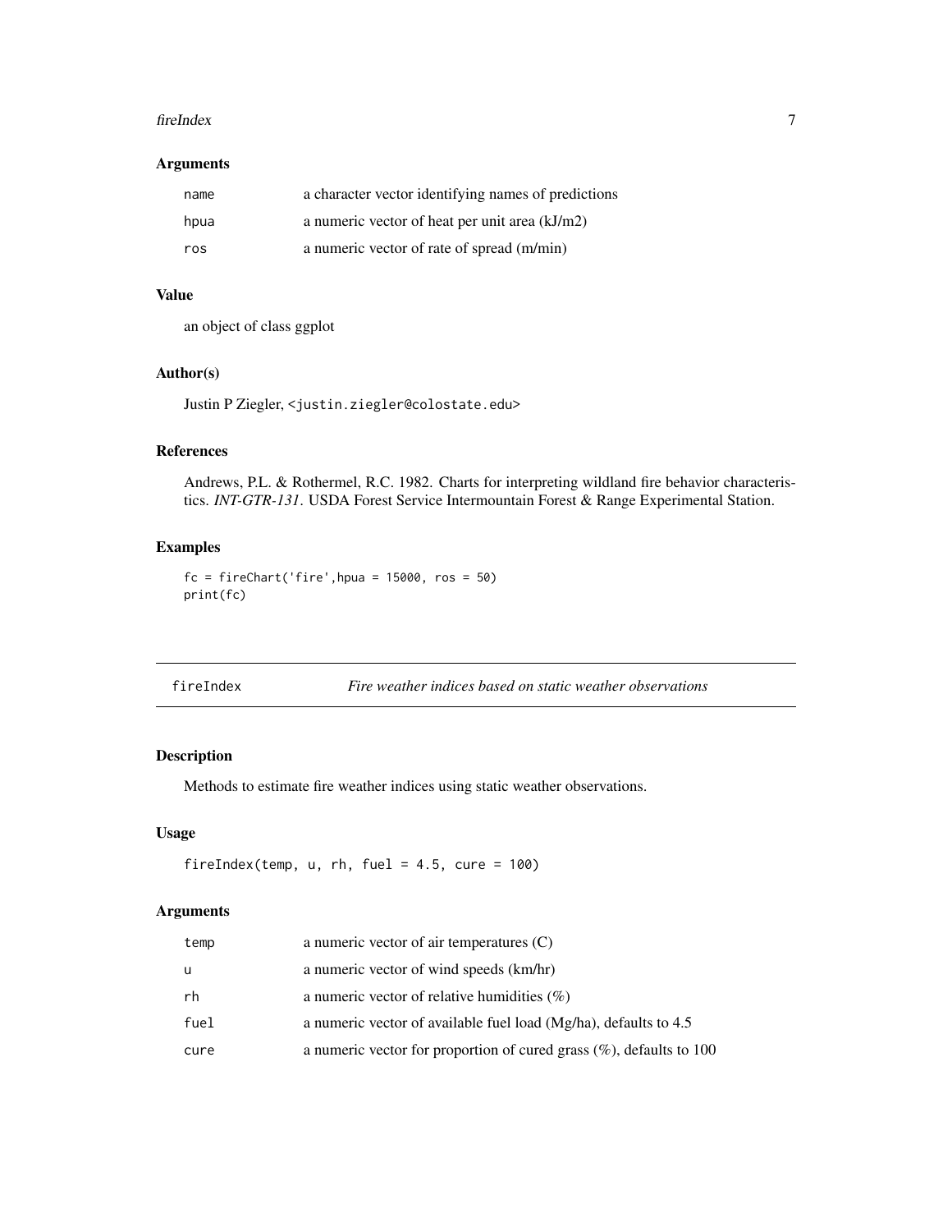### Arguments

| | |
|---|---|
| name | a character vector identifying names of predictions |
| hpua | a numeric vector of heat per unit area (kJ/m2) |
| ros | a numeric vector of rate of spread (m/min) |

### Value

an object of class ggplot

### Author(s)

Justin P Ziegler, <justin.ziegler@colostate.edu>

### References

Andrews, P.L. & Rothermel, R.C. 1982. Charts for interpreting wildland fire behavior characteristics. *INT-GTR-131*. USDA Forest Service Intermountain Forest & Range Experimental Station.

### Examples

```
fc = fireChart('fire',hpua = 15000, ros = 50)
print(fc)
```

---

## fireIndex — *Fire weather indices based on static weather observations*

### Description

Methods to estimate fire weather indices using static weather observations.

### Usage

```
fireIndex(temp, u, rh, fuel = 4.5, cure = 100)
```

### Arguments

| | |
|---|---|
| temp | a numeric vector of air temperatures (C) |
| u | a numeric vector of wind speeds (km/hr) |
| rh | a numeric vector of relative humidities (%) |
| fuel | a numeric vector of available fuel load (Mg/ha), defaults to 4.5 |
| cure | a numeric vector for proportion of cured grass (%), defaults to 100 |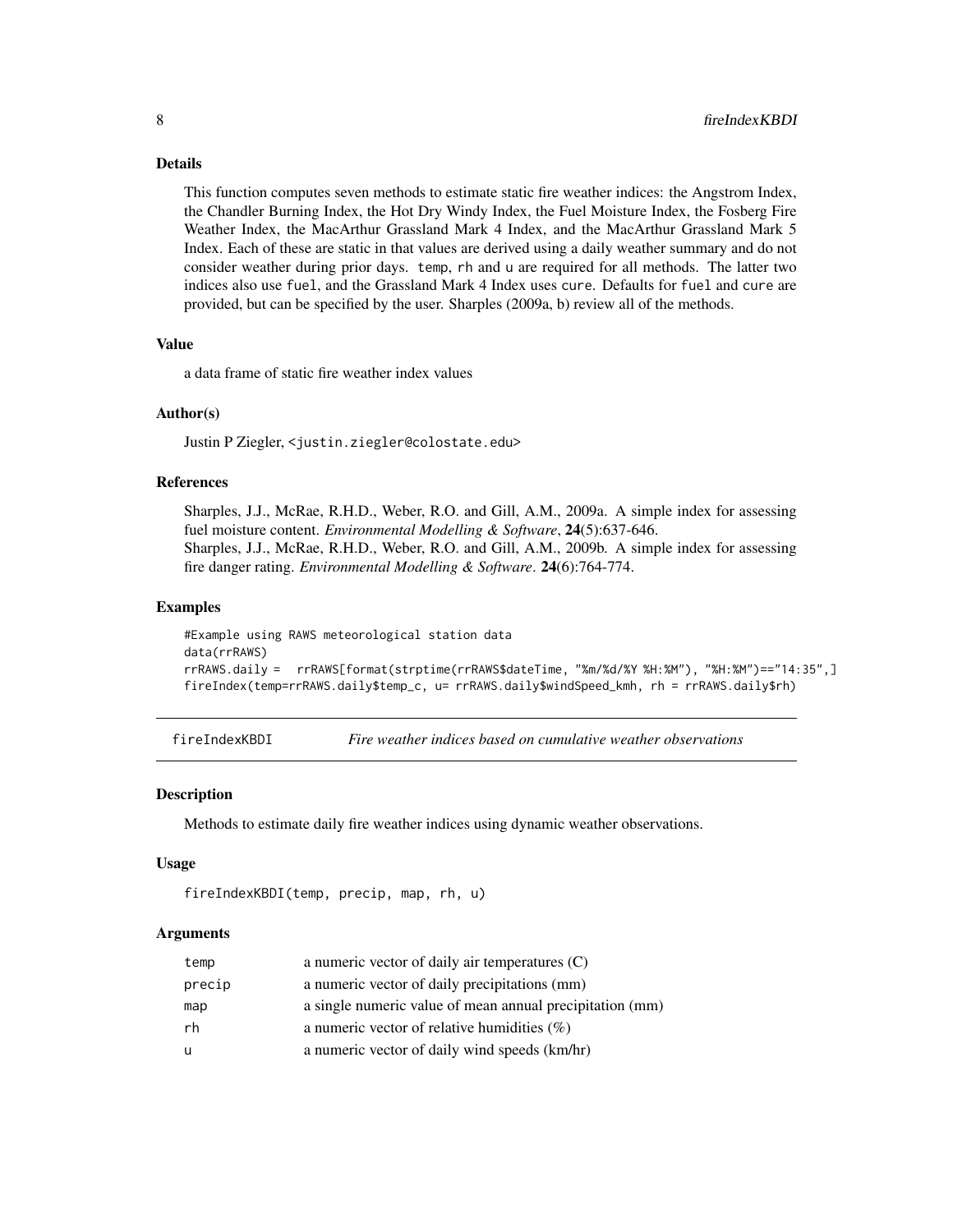### Details

This function computes seven methods to estimate static fire weather indices: the Angstrom Index, the Chandler Burning Index, the Hot Dry Windy Index, the Fuel Moisture Index, the Fosberg Fire Weather Index, the MacArthur Grassland Mark 4 Index, and the MacArthur Grassland Mark 5 Index. Each of these are static in that values are derived using a daily weather summary and do not consider weather during prior days. `temp`, `rh` and `u` are required for all methods. The latter two indices also use `fuel`, and the Grassland Mark 4 Index uses `cure`. Defaults for `fuel` and `cure` are provided, but can be specified by the user. Sharples (2009a, b) review all of the methods.

### Value

a data frame of static fire weather index values

### Author(s)

Justin P Ziegler, <justin.ziegler@colostate.edu>

### References

Sharples, J.J., McRae, R.H.D., Weber, R.O. and Gill, A.M., 2009a. A simple index for assessing fuel moisture content. *Environmental Modelling & Software*, **24**(5):637-646.
Sharples, J.J., McRae, R.H.D., Weber, R.O. and Gill, A.M., 2009b. A simple index for assessing fire danger rating. *Environmental Modelling & Software*. **24**(6):764-774.

### Examples

```
#Example using RAWS meteorological station data
data(rrRAWS)
rrRAWS.daily =  rrRAWS[format(strptime(rrRAWS$dateTime, "%m/%d/%Y %H:%M"), "%H:%M")=="14:35",]
fireIndex(temp=rrRAWS.daily$temp_c, u= rrRAWS.daily$windSpeed_kmh, rh = rrRAWS.daily$rh)
```

---

## fireIndexKBDI — *Fire weather indices based on cumulative weather observations*

### Description

Methods to estimate daily fire weather indices using dynamic weather observations.

### Usage

```
fireIndexKBDI(temp, precip, map, rh, u)
```

### Arguments

| | |
|---|---|
| temp | a numeric vector of daily air temperatures (C) |
| precip | a numeric vector of daily precipitations (mm) |
| map | a single numeric value of mean annual precipitation (mm) |
| rh | a numeric vector of relative humidities (%) |
| u | a numeric vector of daily wind speeds (km/hr) |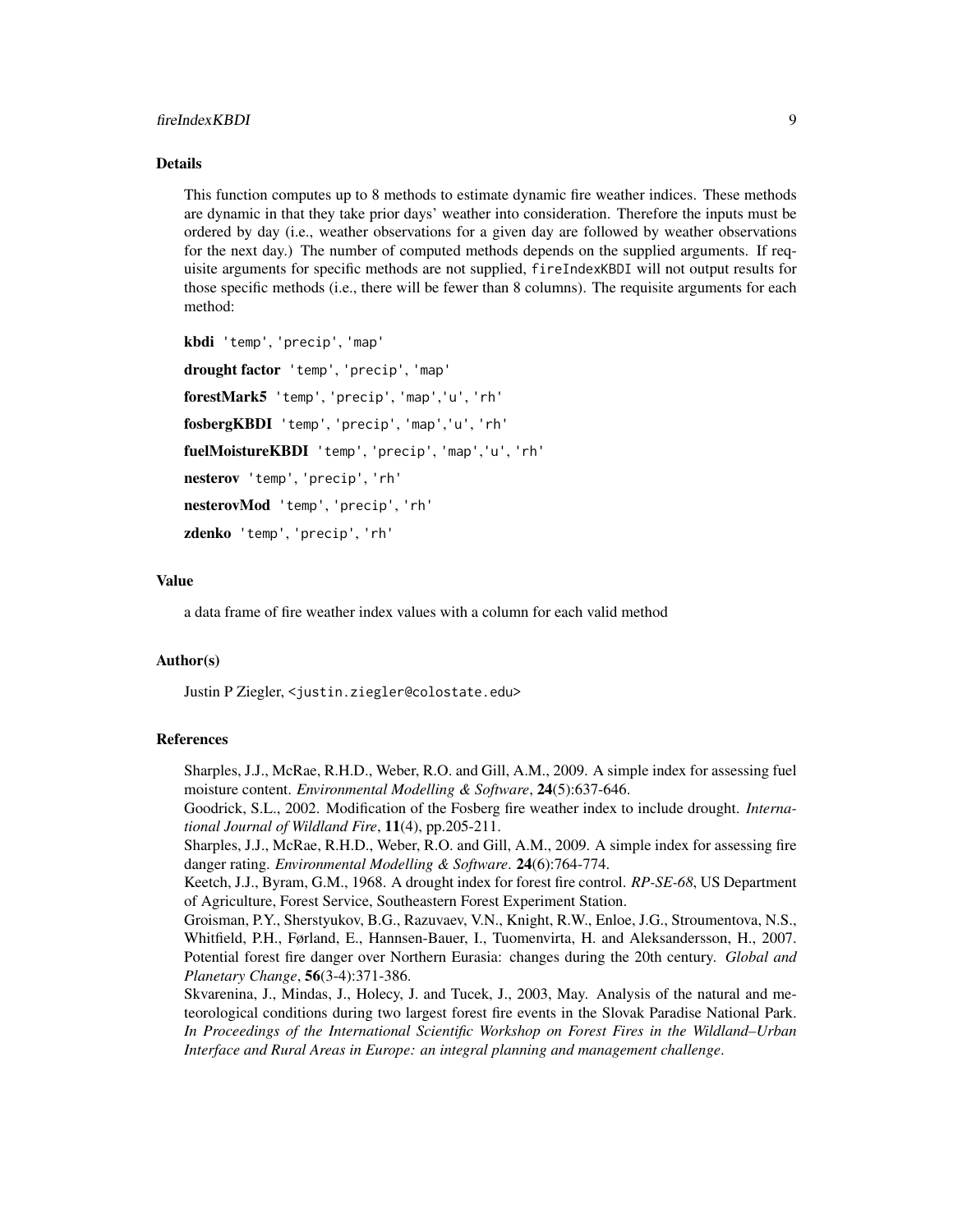## Details

This function computes up to 8 methods to estimate dynamic fire weather indices. These methods are dynamic in that they take prior days' weather into consideration. Therefore the inputs must be ordered by day (i.e., weather observations for a given day are followed by weather observations for the next day.) The number of computed methods depends on the supplied arguments. If requisite arguments for specific methods are not supplied, `fireIndexKBDI` will not output results for those specific methods (i.e., there will be fewer than 8 columns). The requisite arguments for each method:

**kbdi** `'temp'`, `'precip'`, `'map'`

**drought factor** `'temp'`, `'precip'`, `'map'`

**forestMark5** `'temp'`, `'precip'`, `'map'`,`'u'`, `'rh'`

**fosbergKBDI** `'temp'`, `'precip'`, `'map'`,`'u'`, `'rh'`

**fuelMoistureKBDI** `'temp'`, `'precip'`, `'map'`,`'u'`, `'rh'`

**nesterov** `'temp'`, `'precip'`, `'rh'`

**nesterovMod** `'temp'`, `'precip'`, `'rh'`

**zdenko** `'temp'`, `'precip'`, `'rh'`

## Value

a data frame of fire weather index values with a column for each valid method

## Author(s)

Justin P Ziegler, <justin.ziegler@colostate.edu>

## References

Sharples, J.J., McRae, R.H.D., Weber, R.O. and Gill, A.M., 2009. A simple index for assessing fuel moisture content. *Environmental Modelling & Software*, **24**(5):637-646.
Goodrick, S.L., 2002. Modification of the Fosberg fire weather index to include drought. *International Journal of Wildland Fire*, **11**(4), pp.205-211.
Sharples, J.J., McRae, R.H.D., Weber, R.O. and Gill, A.M., 2009. A simple index for assessing fire danger rating. *Environmental Modelling & Software*. **24**(6):764-774.
Keetch, J.J., Byram, G.M., 1968. A drought index for forest fire control. *RP-SE-68*, US Department of Agriculture, Forest Service, Southeastern Forest Experiment Station.
Groisman, P.Y., Sherstyukov, B.G., Razuvaev, V.N., Knight, R.W., Enloe, J.G., Stroumentova, N.S., Whitfield, P.H., Førland, E., Hannsen-Bauer, I., Tuomenvirta, H. and Aleksandersson, H., 2007. Potential forest fire danger over Northern Eurasia: changes during the 20th century. *Global and Planetary Change*, **56**(3-4):371-386.
Skvarenina, J., Mindas, J., Holecy, J. and Tucek, J., 2003, May. Analysis of the natural and meteorological conditions during two largest forest fire events in the Slovak Paradise National Park. *In Proceedings of the International Scientific Workshop on Forest Fires in the Wildland–Urban Interface and Rural Areas in Europe: an integral planning and management challenge*.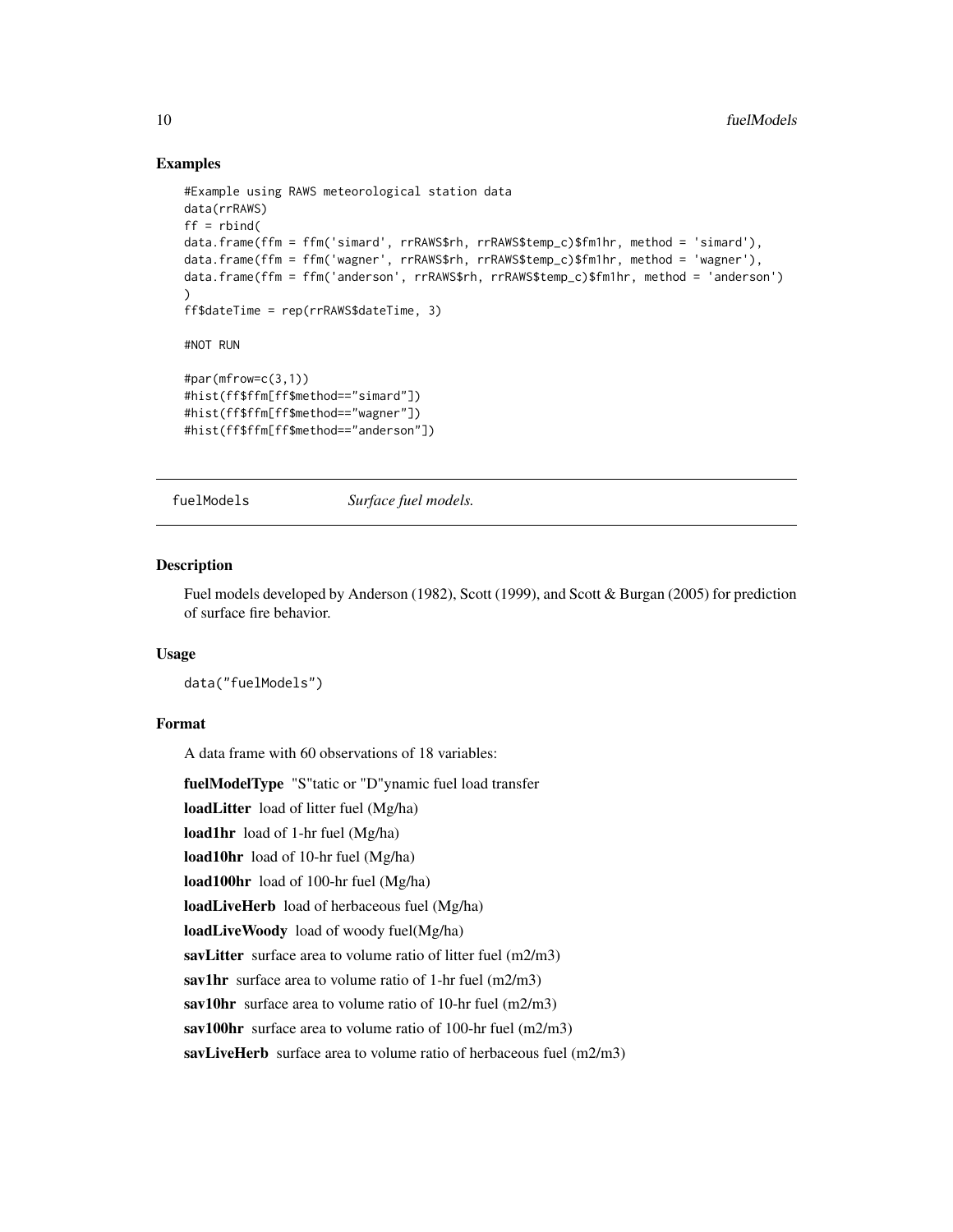### Examples

```
#Example using RAWS meteorological station data
data(rrRAWS)
ff = rbind(
data.frame(ffm = ffm('simard', rrRAWS$rh, rrRAWS$temp_c)$fm1hr, method = 'simard'),
data.frame(ffm = ffm('wagner', rrRAWS$rh, rrRAWS$temp_c)$fm1hr, method = 'wagner'),
data.frame(ffm = ffm('anderson', rrRAWS$rh, rrRAWS$temp_c)$fm1hr, method = 'anderson')
)
ff$dateTime = rep(rrRAWS$dateTime, 3)

#NOT RUN

#par(mfrow=c(3,1))
#hist(ff$ffm[ff$method=="simard"])
#hist(ff$ffm[ff$method=="wagner"])
#hist(ff$ffm[ff$method=="anderson"])
```

---

## fuelModels *Surface fuel models.*

### Description

Fuel models developed by Anderson (1982), Scott (1999), and Scott & Burgan (2005) for prediction of surface fire behavior.

### Usage

```
data("fuelModels")
```

### Format

A data frame with 60 observations of 18 variables:

**fuelModelType** "S"tatic or "D"ynamic fuel load transfer

**loadLitter** load of litter fuel (Mg/ha)

**load1hr** load of 1-hr fuel (Mg/ha)

**load10hr** load of 10-hr fuel (Mg/ha)

**load100hr** load of 100-hr fuel (Mg/ha)

**loadLiveHerb** load of herbaceous fuel (Mg/ha)

**loadLiveWoody** load of woody fuel(Mg/ha)

**savLitter** surface area to volume ratio of litter fuel (m2/m3)

**sav1hr** surface area to volume ratio of 1-hr fuel (m2/m3)

**sav10hr** surface area to volume ratio of 10-hr fuel (m2/m3)

**sav100hr** surface area to volume ratio of 100-hr fuel (m2/m3)

**savLiveHerb** surface area to volume ratio of herbaceous fuel (m2/m3)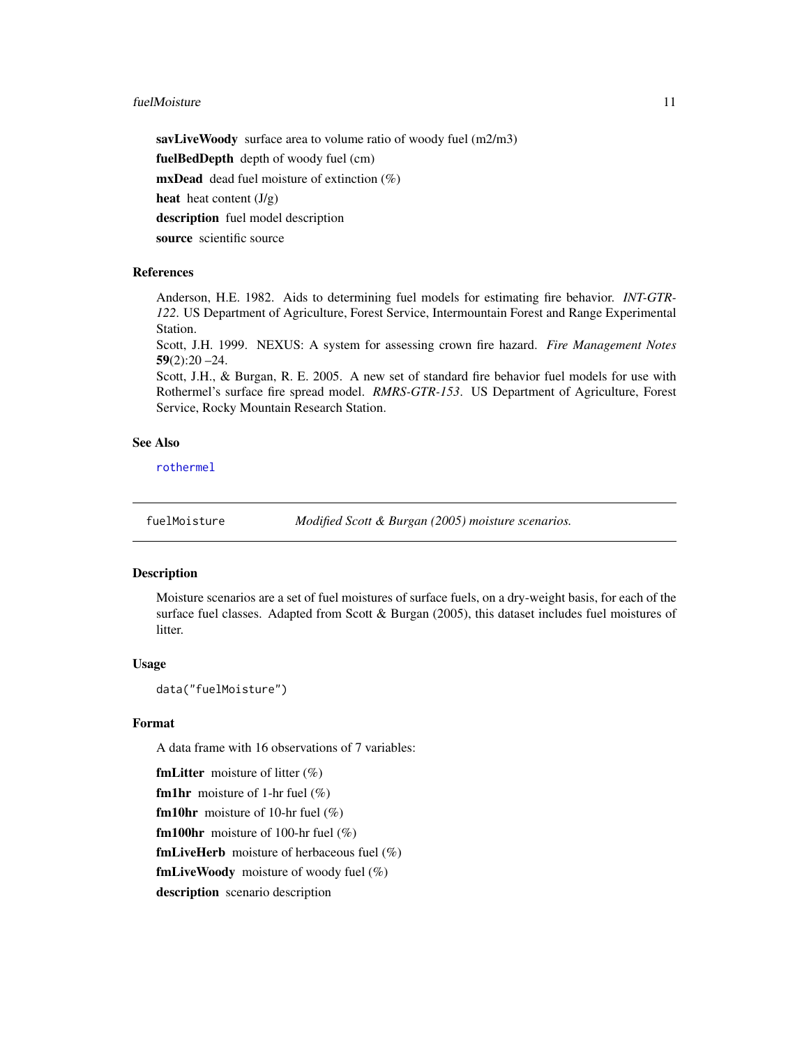**savLiveWoody** surface area to volume ratio of woody fuel (m2/m3)

**fuelBedDepth** depth of woody fuel (cm)

**mxDead** dead fuel moisture of extinction (%)

**heat** heat content (J/g)

**description** fuel model description

**source** scientific source

### References

Anderson, H.E. 1982. Aids to determining fuel models for estimating fire behavior. *INT-GTR-122*. US Department of Agriculture, Forest Service, Intermountain Forest and Range Experimental Station.
Scott, J.H. 1999. NEXUS: A system for assessing crown fire hazard. *Fire Management Notes* **59**(2):20 –24.
Scott, J.H., & Burgan, R. E. 2005. A new set of standard fire behavior fuel models for use with Rothermel's surface fire spread model. *RMRS-GTR-153*. US Department of Agriculture, Forest Service, Rocky Mountain Research Station.

### See Also

rothermel

---

## fuelMoisture — *Modified Scott & Burgan (2005) moisture scenarios.*

---

### Description

Moisture scenarios are a set of fuel moistures of surface fuels, on a dry-weight basis, for each of the surface fuel classes. Adapted from Scott & Burgan (2005), this dataset includes fuel moistures of litter.

### Usage

```
data("fuelMoisture")
```

### Format

A data frame with 16 observations of 7 variables:

**fmLitter** moisture of litter (%)

**fm1hr** moisture of 1-hr fuel (%)

**fm10hr** moisture of 10-hr fuel (%)

**fm100hr** moisture of 100-hr fuel (%)

**fmLiveHerb** moisture of herbaceous fuel (%)

**fmLiveWoody** moisture of woody fuel (%)

**description** scenario description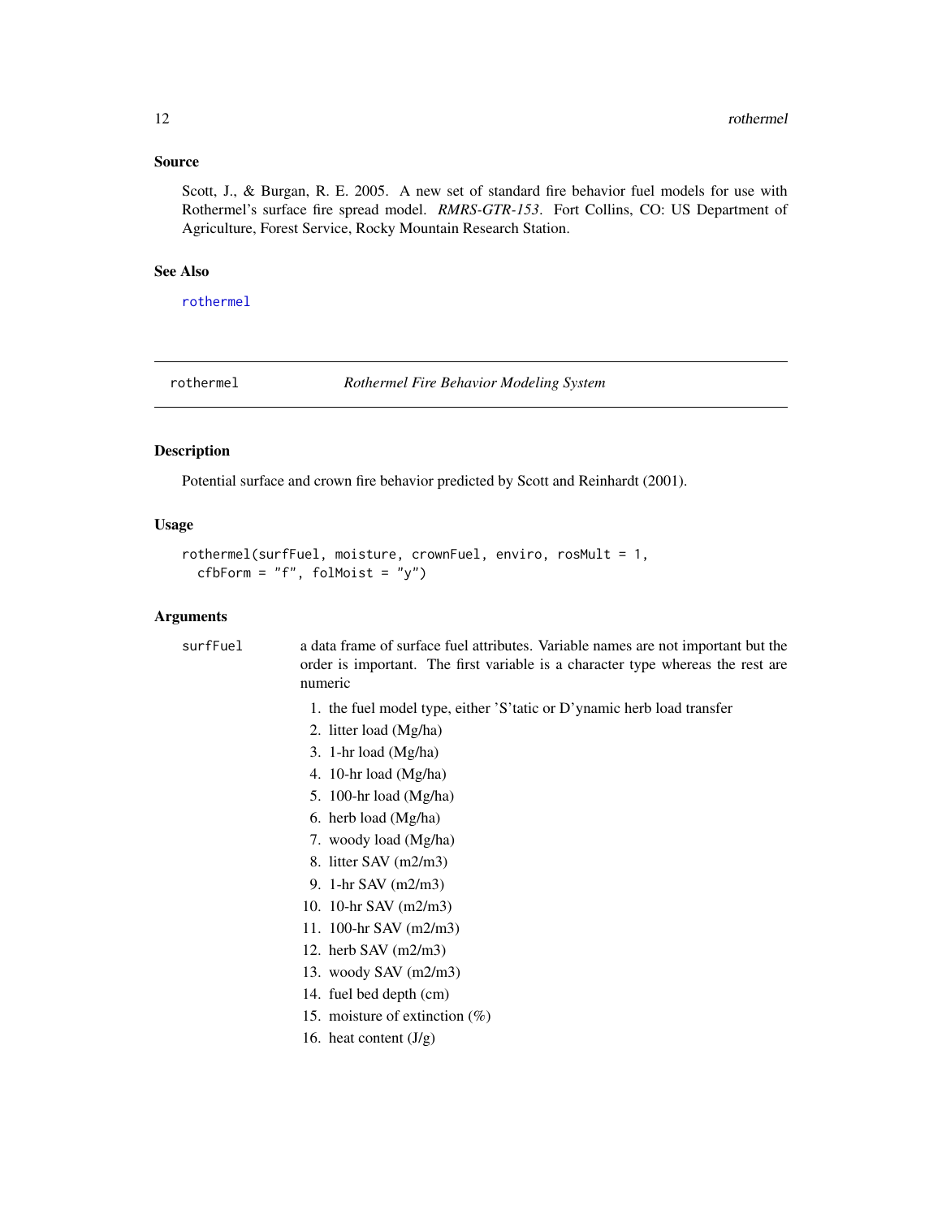## Source

Scott, J., & Burgan, R. E. 2005. A new set of standard fire behavior fuel models for use with Rothermel's surface fire spread model. *RMRS-GTR-153*. Fort Collins, CO: US Department of Agriculture, Forest Service, Rocky Mountain Research Station.

## See Also

rothermel

---

# rothermel — *Rothermel Fire Behavior Modeling System*

## Description

Potential surface and crown fire behavior predicted by Scott and Reinhardt (2001).

## Usage

```
rothermel(surfFuel, moisture, crownFuel, enviro, rosMult = 1,
  cfbForm = "f", folMoist = "y")
```

## Arguments

**surfFuel** — a data frame of surface fuel attributes. Variable names are not important but the order is important. The first variable is a character type whereas the rest are numeric

1. the fuel model type, either 'S'tatic or D'ynamic herb load transfer
2. litter load (Mg/ha)
3. 1-hr load (Mg/ha)
4. 10-hr load (Mg/ha)
5. 100-hr load (Mg/ha)
6. herb load (Mg/ha)
7. woody load (Mg/ha)
8. litter SAV (m2/m3)
9. 1-hr SAV (m2/m3)
10. 10-hr SAV (m2/m3)
11. 100-hr SAV (m2/m3)
12. herb SAV (m2/m3)
13. woody SAV (m2/m3)
14. fuel bed depth (cm)
15. moisture of extinction (%)
16. heat content (J/g)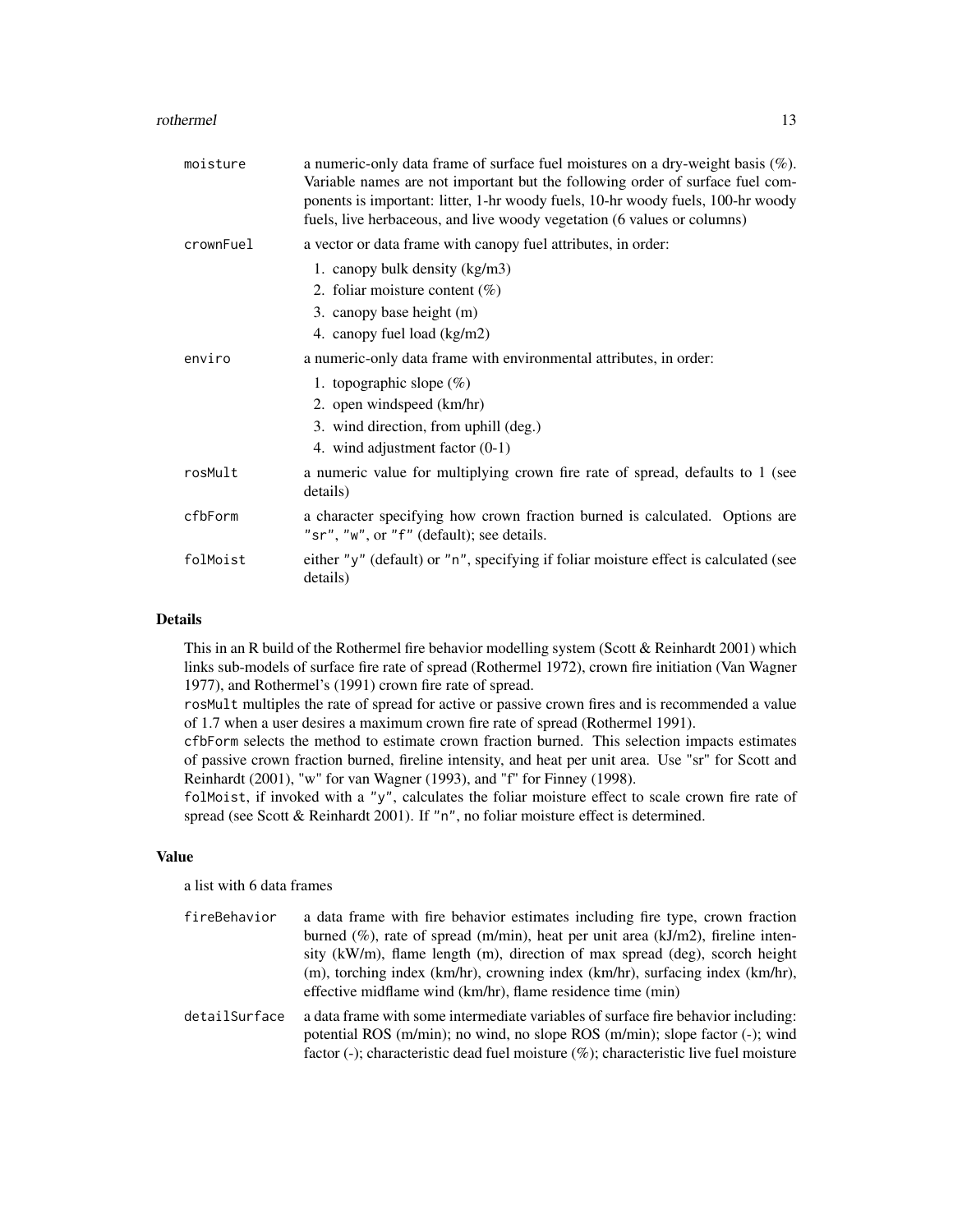`moisture` a numeric-only data frame of surface fuel moistures on a dry-weight basis (%). Variable names are not important but the following order of surface fuel components is important: litter, 1-hr woody fuels, 10-hr woody fuels, 100-hr woody fuels, live herbaceous, and live woody vegetation (6 values or columns)

`crownFuel` a vector or data frame with canopy fuel attributes, in order:

1. canopy bulk density (kg/m3)
2. foliar moisture content (%)
3. canopy base height (m)
4. canopy fuel load (kg/m2)

`enviro` a numeric-only data frame with environmental attributes, in order:

1. topographic slope (%)
2. open windspeed (km/hr)
3. wind direction, from uphill (deg.)
4. wind adjustment factor (0-1)

`rosMult` a numeric value for multiplying crown fire rate of spread, defaults to 1 (see details)

`cfbForm` a character specifying how crown fraction burned is calculated. Options are `"sr"`, `"w"`, or `"f"` (default); see details.

`folMoist` either `"y"` (default) or `"n"`, specifying if foliar moisture effect is calculated (see details)

## Details

This in an R build of the Rothermel fire behavior modelling system (Scott & Reinhardt 2001) which links sub-models of surface fire rate of spread (Rothermel 1972), crown fire initiation (Van Wagner 1977), and Rothermel's (1991) crown fire rate of spread.

`rosMult` multiples the rate of spread for active or passive crown fires and is recommended a value of 1.7 when a user desires a maximum crown fire rate of spread (Rothermel 1991).

`cfbForm` selects the method to estimate crown fraction burned. This selection impacts estimates of passive crown fraction burned, fireline intensity, and heat per unit area. Use "sr" for Scott and Reinhardt (2001), "w" for van Wagner (1993), and "f" for Finney (1998).

`folMoist`, if invoked with a `"y"`, calculates the foliar moisture effect to scale crown fire rate of spread (see Scott & Reinhardt 2001). If `"n"`, no foliar moisture effect is determined.

## Value

a list with 6 data frames

`fireBehavior` a data frame with fire behavior estimates including fire type, crown fraction burned (%), rate of spread (m/min), heat per unit area (kJ/m2), fireline intensity (kW/m), flame length (m), direction of max spread (deg), scorch height (m), torching index (km/hr), crowning index (km/hr), surfacing index (km/hr), effective midflame wind (km/hr), flame residence time (min)

`detailSurface` a data frame with some intermediate variables of surface fire behavior including: potential ROS (m/min); no wind, no slope ROS (m/min); slope factor (-); wind factor (-); characteristic dead fuel moisture (%); characteristic live fuel moisture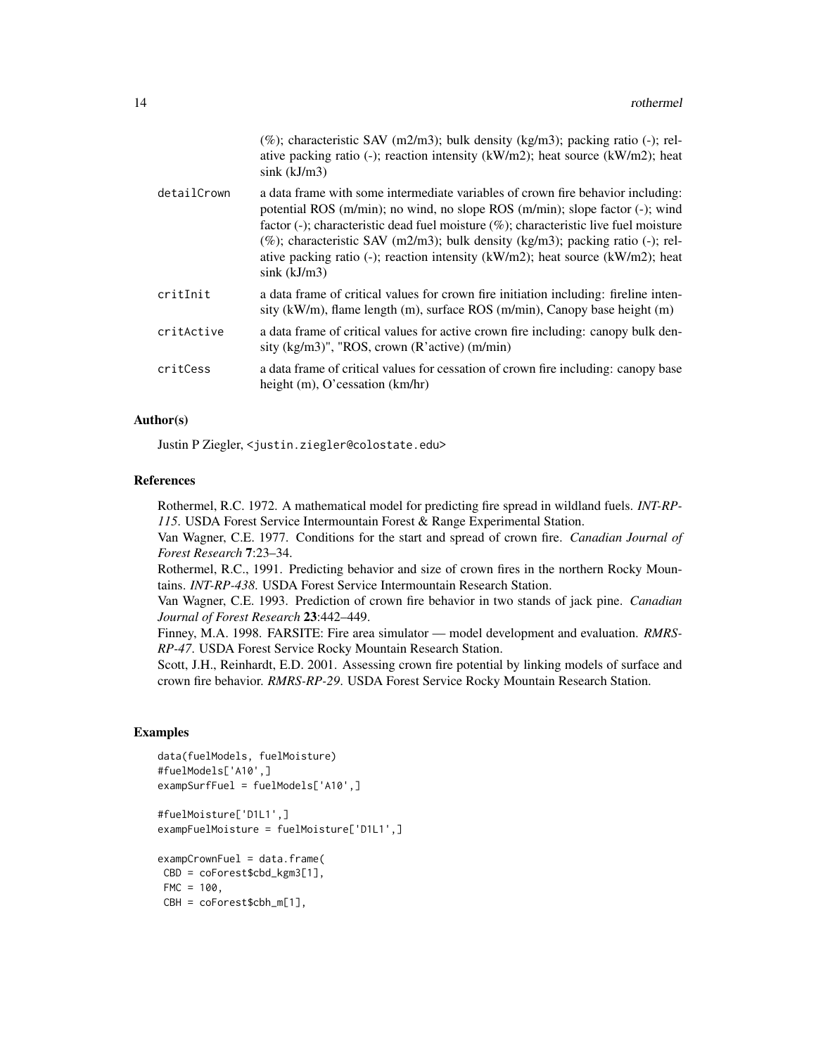| | |
|---|---|
| | (%); characteristic SAV (m2/m3); bulk density (kg/m3); packing ratio (-); relative packing ratio (-); reaction intensity (kW/m2); heat source (kW/m2); heat sink (kJ/m3) |
| detailCrown | a data frame with some intermediate variables of crown fire behavior including: potential ROS (m/min); no wind, no slope ROS (m/min); slope factor (-); wind factor (-); characteristic dead fuel moisture (%); characteristic live fuel moisture (%); characteristic SAV (m2/m3); bulk density (kg/m3); packing ratio (-); relative packing ratio (-); reaction intensity (kW/m2); heat source (kW/m2); heat sink (kJ/m3) |
| critInit | a data frame of critical values for crown fire initiation including: fireline intensity (kW/m), flame length (m), surface ROS (m/min), Canopy base height (m) |
| critActive | a data frame of critical values for active crown fire including: canopy bulk density (kg/m3)", "ROS, crown (R'active) (m/min) |
| critCess | a data frame of critical values for cessation of crown fire including: canopy base height (m), O'cessation (km/hr) |

## Author(s)

Justin P Ziegler, <justin.ziegler@colostate.edu>

## References

Rothermel, R.C. 1972. A mathematical model for predicting fire spread in wildland fuels. *INT-RP-115*. USDA Forest Service Intermountain Forest & Range Experimental Station.

Van Wagner, C.E. 1977. Conditions for the start and spread of crown fire. *Canadian Journal of Forest Research* **7**:23–34.

Rothermel, R.C., 1991. Predicting behavior and size of crown fires in the northern Rocky Mountains. *INT-RP-438*. USDA Forest Service Intermountain Research Station.

Van Wagner, C.E. 1993. Prediction of crown fire behavior in two stands of jack pine. *Canadian Journal of Forest Research* **23**:442–449.

Finney, M.A. 1998. FARSITE: Fire area simulator — model development and evaluation. *RMRS-RP-47*. USDA Forest Service Rocky Mountain Research Station.

Scott, J.H., Reinhardt, E.D. 2001. Assessing crown fire potential by linking models of surface and crown fire behavior. *RMRS-RP-29*. USDA Forest Service Rocky Mountain Research Station.

## Examples

```
data(fuelModels, fuelMoisture)
#fuelModels['A10',]
exampSurfFuel = fuelModels['A10',]

#fuelMoisture['D1L1',]
exampFuelMoisture = fuelMoisture['D1L1',]

exampCrownFuel = data.frame(
 CBD = coForest$cbd_kgm3[1],
 FMC = 100,
 CBH = coForest$cbh_m[1],
```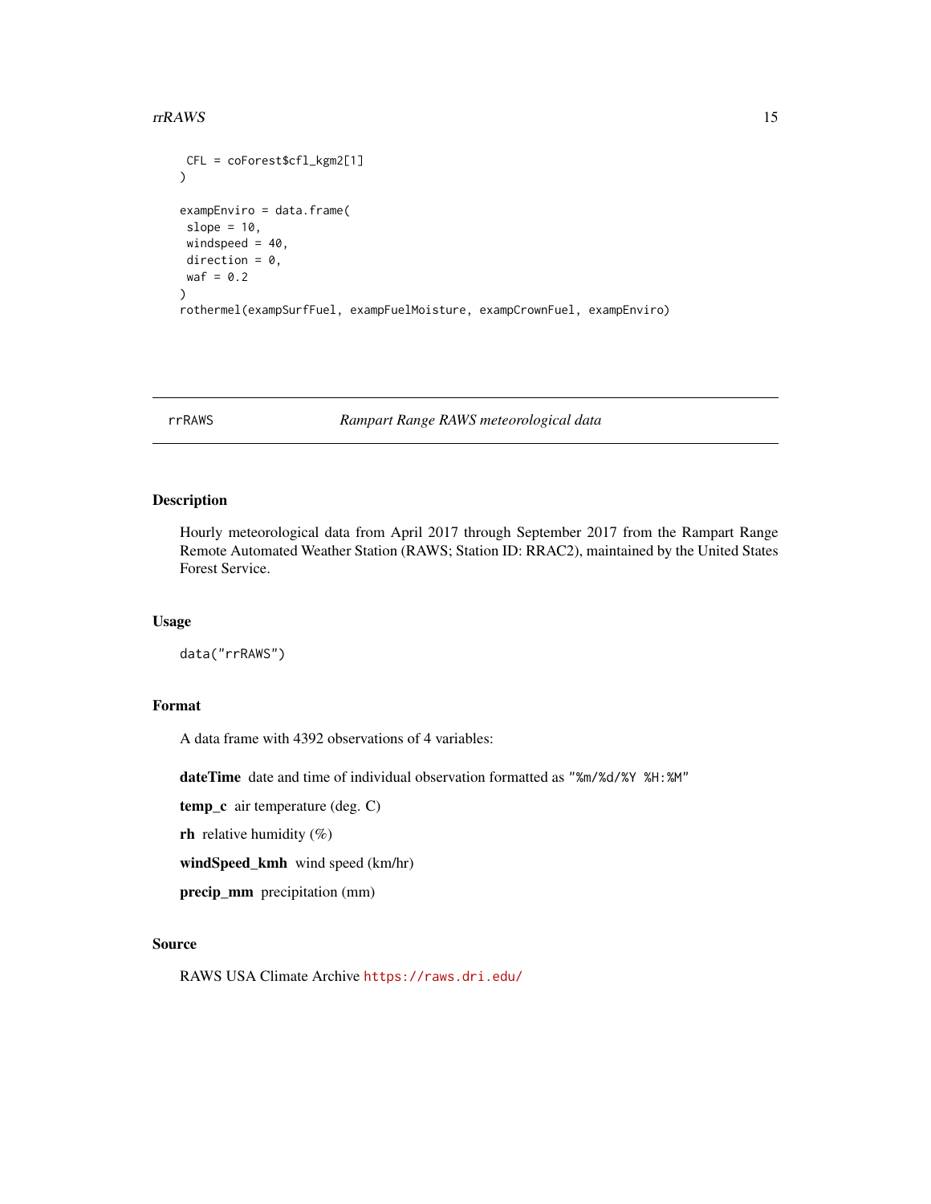```
 CFL = coForest$cfl_kgm2[1]
)

exampEnviro = data.frame(
 slope = 10,
 windspeed = 40,
 direction = 0,
 waf = 0.2
)
rothermel(exampSurfFuel, exampFuelMoisture, exampCrownFuel, exampEnviro)
```

---

## rrRAWS — *Rampart Range RAWS meteorological data*

### Description

Hourly meteorological data from April 2017 through September 2017 from the Rampart Range Remote Automated Weather Station (RAWS; Station ID: RRAC2), maintained by the United States Forest Service.

### Usage

```
data("rrRAWS")
```

### Format

A data frame with 4392 observations of 4 variables:

**dateTime** date and time of individual observation formatted as `"%m/%d/%Y %H:%M"`

**temp_c** air temperature (deg. C)

**rh** relative humidity (%)

**windSpeed_kmh** wind speed (km/hr)

**precip_mm** precipitation (mm)

### Source

RAWS USA Climate Archive https://raws.dri.edu/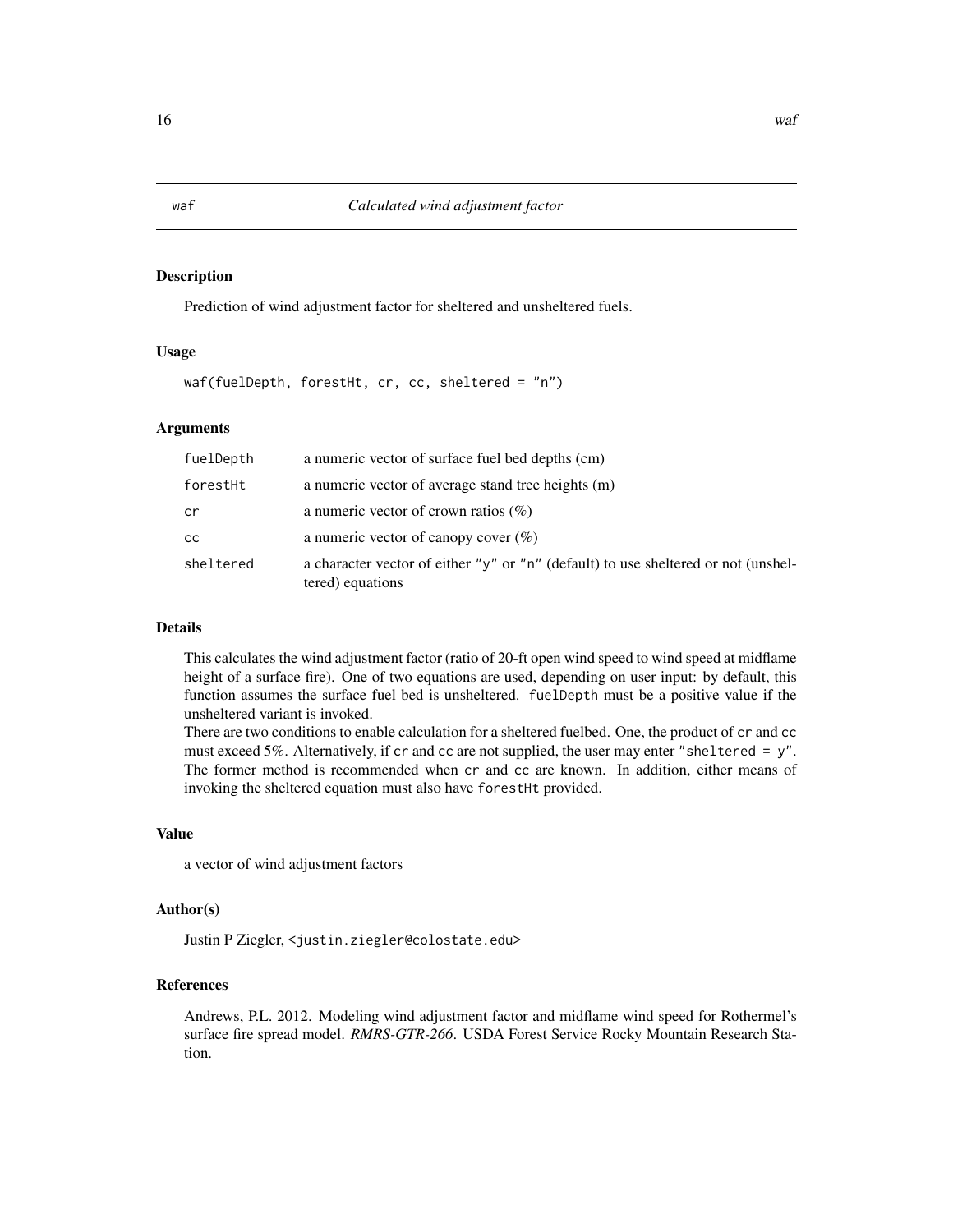# waf — *Calculated wind adjustment factor*

## Description

Prediction of wind adjustment factor for sheltered and unsheltered fuels.

## Usage

```
waf(fuelDepth, forestHt, cr, cc, sheltered = "n")
```

## Arguments

| | |
|---|---|
| `fuelDepth` | a numeric vector of surface fuel bed depths (cm) |
| `forestHt` | a numeric vector of average stand tree heights (m) |
| `cr` | a numeric vector of crown ratios (%) |
| `cc` | a numeric vector of canopy cover (%) |
| `sheltered` | a character vector of either `"y"` or `"n"` (default) to use sheltered or not (unsheltered) equations |

## Details

This calculates the wind adjustment factor (ratio of 20-ft open wind speed to wind speed at midflame height of a surface fire). One of two equations are used, depending on user input: by default, this function assumes the surface fuel bed is unsheltered. `fuelDepth` must be a positive value if the unsheltered variant is invoked.

There are two conditions to enable calculation for a sheltered fuelbed. One, the product of `cr` and `cc` must exceed 5%. Alternatively, if `cr` and `cc` are not supplied, the user may enter `"sheltered = y"`. The former method is recommended when `cr` and `cc` are known. In addition, either means of invoking the sheltered equation must also have `forestHt` provided.

## Value

a vector of wind adjustment factors

## Author(s)

Justin P Ziegler, <justin.ziegler@colostate.edu>

## References

Andrews, P.L. 2012. Modeling wind adjustment factor and midflame wind speed for Rothermel's surface fire spread model. *RMRS-GTR-266*. USDA Forest Service Rocky Mountain Research Station.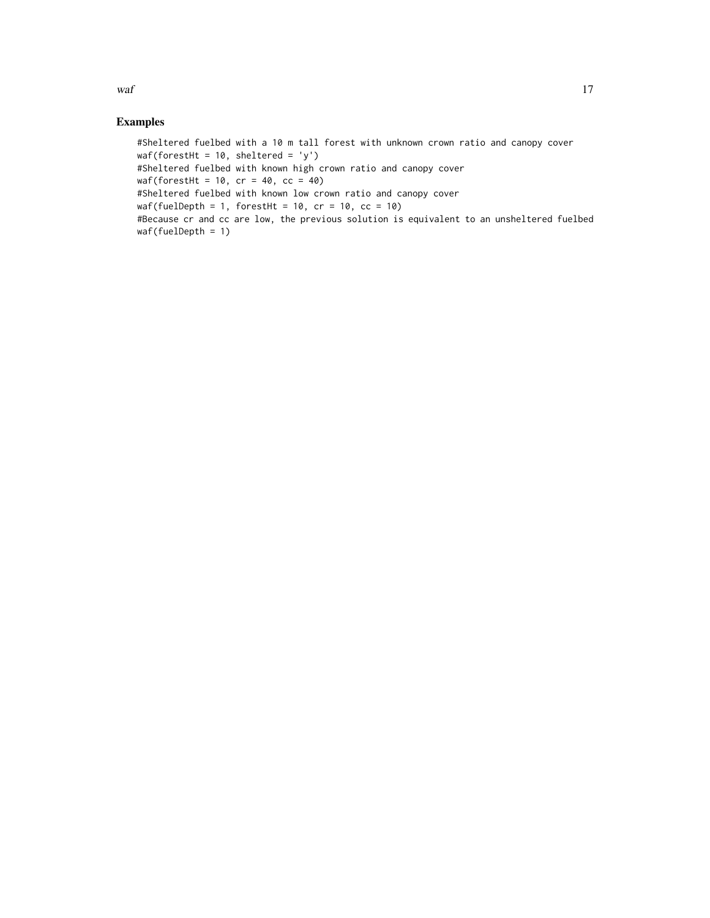## Examples

```
#Sheltered fuelbed with a 10 m tall forest with unknown crown ratio and canopy cover
waf(forestHt = 10, sheltered = 'y')
#Sheltered fuelbed with known high crown ratio and canopy cover
waf(forestHt = 10, cr = 40, cc = 40)
#Sheltered fuelbed with known low crown ratio and canopy cover
waf(fuelDepth = 1, forestHt = 10, cr = 10, cc = 10)
#Because cr and cc are low, the previous solution is equivalent to an unsheltered fuelbed
waf(fuelDepth = 1)
```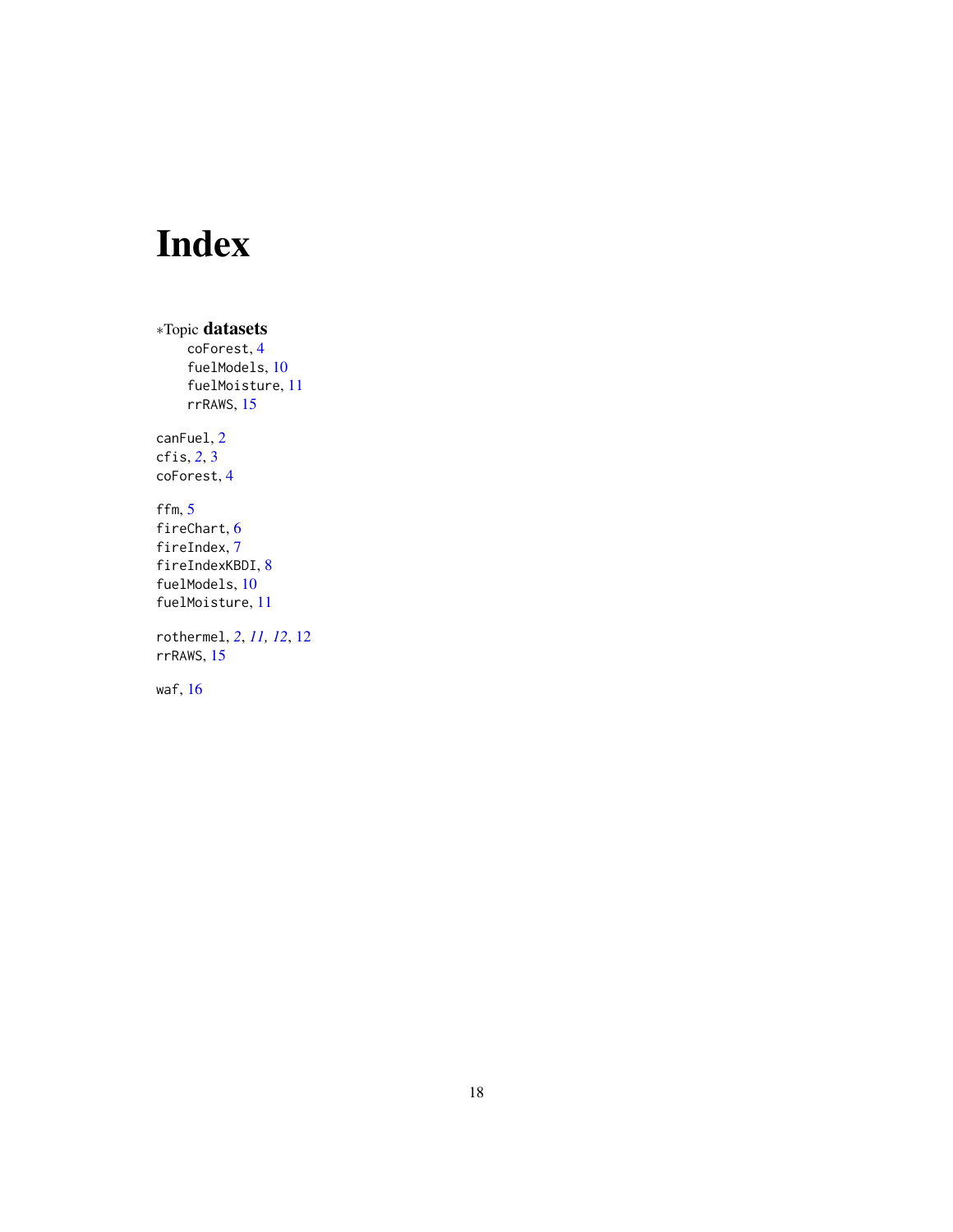# Index

*Topic **datasets**

- coForest, 4
- fuelModels, 10
- fuelMoisture, 11
- rrRAWS, 15

canFuel, 2
cfis, *2*, 3
coForest, 4

ffm, 5
fireChart, 6
fireIndex, 7
fireIndexKBDI, 8
fuelModels, 10
fuelMoisture, 11

rothermel, *2*, *11, 12*, 12
rrRAWS, 15

waf, 16